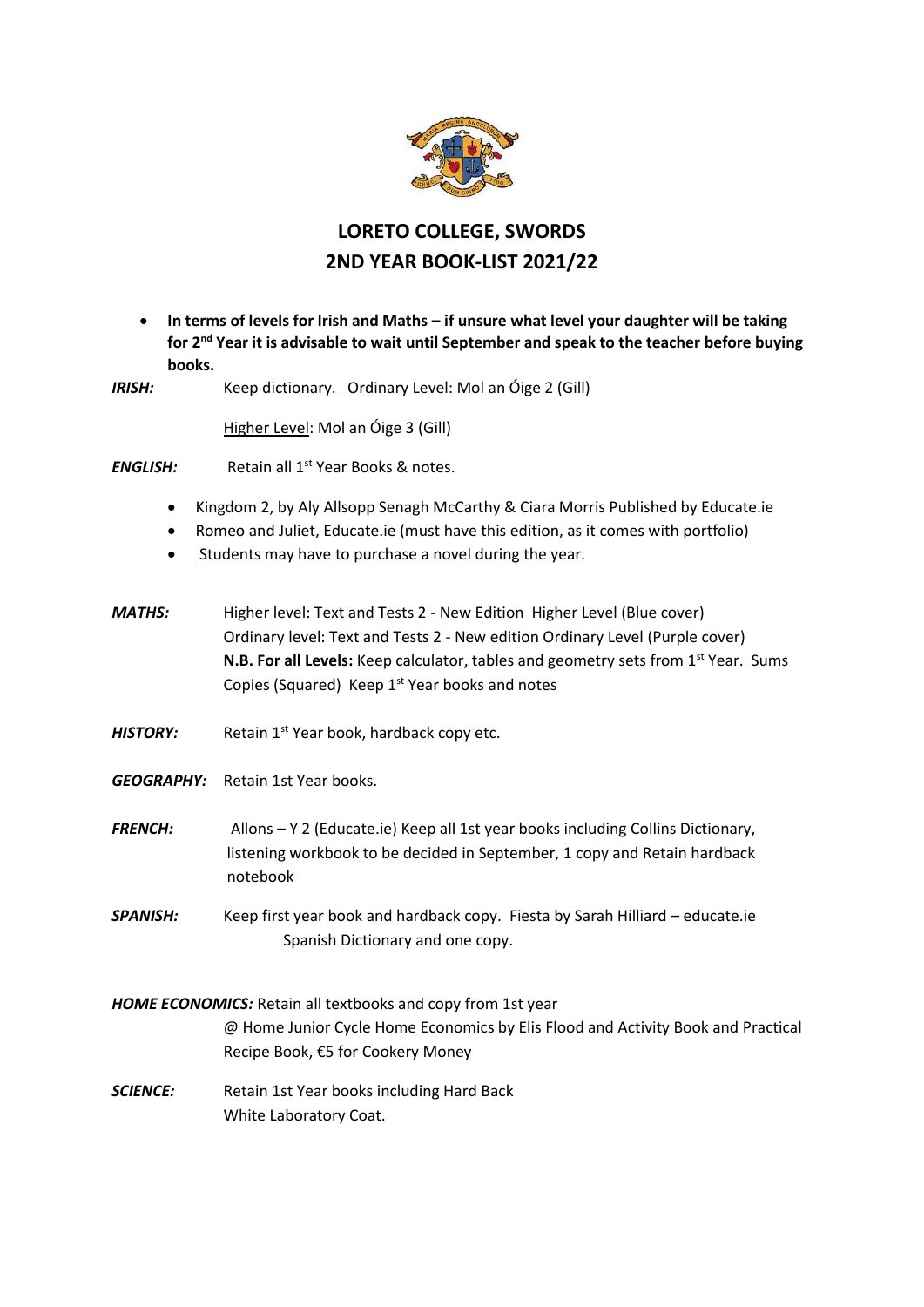# LORETO COLLEGE, SWORDS
# 2ND YEAR BOOK-LIST 2021/22

- **In terms of levels for Irish and Maths – if unsure what level your daughter will be taking for 2nd Year it is advisable to wait until September and speak to the teacher before buying books.**

***IRISH:*** Keep dictionary. Ordinary Level: Mol an Óige 2 (Gill)

Higher Level: Mol an Óige 3 (Gill)

***ENGLISH:*** Retain all 1st Year Books & notes.

- Kingdom 2, by Aly Allsopp Senagh McCarthy & Ciara Morris Published by Educate.ie
- Romeo and Juliet, Educate.ie (must have this edition, as it comes with portfolio)
- Students may have to purchase a novel during the year.

***MATHS:*** Higher level: Text and Tests 2 - New Edition Higher Level (Blue cover)
Ordinary level: Text and Tests 2 - New edition Ordinary Level (Purple cover)
**N.B. For all Levels:** Keep calculator, tables and geometry sets from 1st Year. Sums Copies (Squared) Keep 1st Year books and notes

***HISTORY:*** Retain 1st Year book, hardback copy etc.

***GEOGRAPHY:*** Retain 1st Year books.

***FRENCH:*** Allons – Y 2 (Educate.ie) Keep all 1st year books including Collins Dictionary, listening workbook to be decided in September, 1 copy and Retain hardback notebook

***SPANISH:*** Keep first year book and hardback copy. Fiesta by Sarah Hilliard – educate.ie Spanish Dictionary and one copy.

***HOME ECONOMICS:*** Retain all textbooks and copy from 1st year
@ Home Junior Cycle Home Economics by Elis Flood and Activity Book and Practical Recipe Book, €5 for Cookery Money

***SCIENCE:*** Retain 1st Year books including Hard Back
White Laboratory Coat.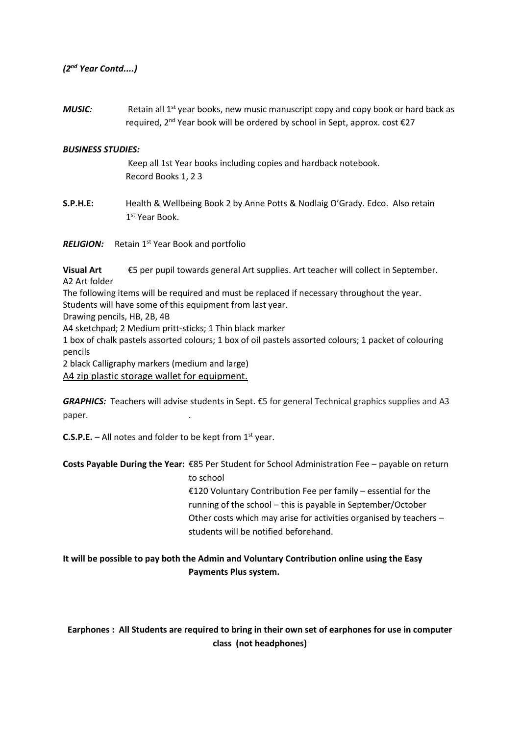*(2nd Year Contd....)*

***MUSIC:*** Retain all 1st year books, new music manuscript copy and copy book or hard back as required, 2nd Year book will be ordered by school in Sept, approx. cost €27

***BUSINESS STUDIES:***

Keep all 1st Year books including copies and hardback notebook.
Record Books 1, 2 3

**S.P.H.E:** Health & Wellbeing Book 2 by Anne Potts & Nodlaig O'Grady. Edco. Also retain 1st Year Book.

***RELIGION:*** Retain 1st Year Book and portfolio

**Visual Art** €5 per pupil towards general Art supplies. Art teacher will collect in September.
A2 Art folder
The following items will be required and must be replaced if necessary throughout the year.
Students will have some of this equipment from last year.
Drawing pencils, HB, 2B, 4B
A4 sketchpad; 2 Medium pritt-sticks; 1 Thin black marker
1 box of chalk pastels assorted colours; 1 box of oil pastels assorted colours; 1 packet of colouring pencils
2 black Calligraphy markers (medium and large)
A4 zip plastic storage wallet for equipment.

***GRAPHICS:*** Teachers will advise students in Sept. €5 for general Technical graphics supplies and A3 paper.

**C.S.P.E.** – All notes and folder to be kept from 1st year.

**Costs Payable During the Year:** €85 Per Student for School Administration Fee – payable on return to school
€120 Voluntary Contribution Fee per family – essential for the running of the school – this is payable in September/October
Other costs which may arise for activities organised by teachers – students will be notified beforehand.

**It will be possible to pay both the Admin and Voluntary Contribution online using the Easy Payments Plus system.**

**Earphones : All Students are required to bring in their own set of earphones for use in computer class (not headphones)**